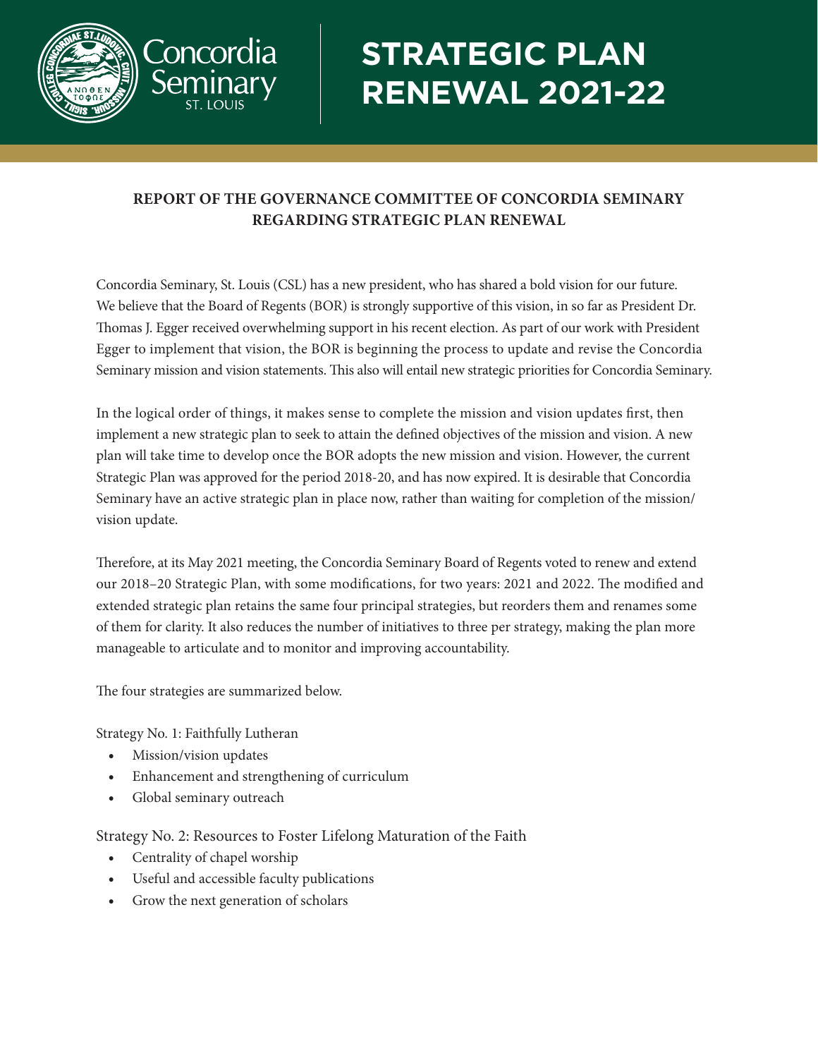# STRATEGIC PLAN RENEWAL 2021-22

**REPORT OF THE GOVERNANCE COMMITTEE OF CONCORDIA SEMINARY REGARDING STRATEGIC PLAN RENEWAL**

Concordia Seminary, St. Louis (CSL) has a new president, who has shared a bold vision for our future. We believe that the Board of Regents (BOR) is strongly supportive of this vision, in so far as President Dr. Thomas J. Egger received overwhelming support in his recent election. As part of our work with President Egger to implement that vision, the BOR is beginning the process to update and revise the Concordia Seminary mission and vision statements. This also will entail new strategic priorities for Concordia Seminary.

In the logical order of things, it makes sense to complete the mission and vision updates first, then implement a new strategic plan to seek to attain the defined objectives of the mission and vision. A new plan will take time to develop once the BOR adopts the new mission and vision. However, the current Strategic Plan was approved for the period 2018-20, and has now expired. It is desirable that Concordia Seminary have an active strategic plan in place now, rather than waiting for completion of the mission/vision update.

Therefore, at its May 2021 meeting, the Concordia Seminary Board of Regents voted to renew and extend our 2018–20 Strategic Plan, with some modifications, for two years: 2021 and 2022. The modified and extended strategic plan retains the same four principal strategies, but reorders them and renames some of them for clarity. It also reduces the number of initiatives to three per strategy, making the plan more manageable to articulate and to monitor and improving accountability.

The four strategies are summarized below.

Strategy No. 1: Faithfully Lutheran

- Mission/vision updates
- Enhancement and strengthening of curriculum
- Global seminary outreach

Strategy No. 2: Resources to Foster Lifelong Maturation of the Faith

- Centrality of chapel worship
- Useful and accessible faculty publications
- Grow the next generation of scholars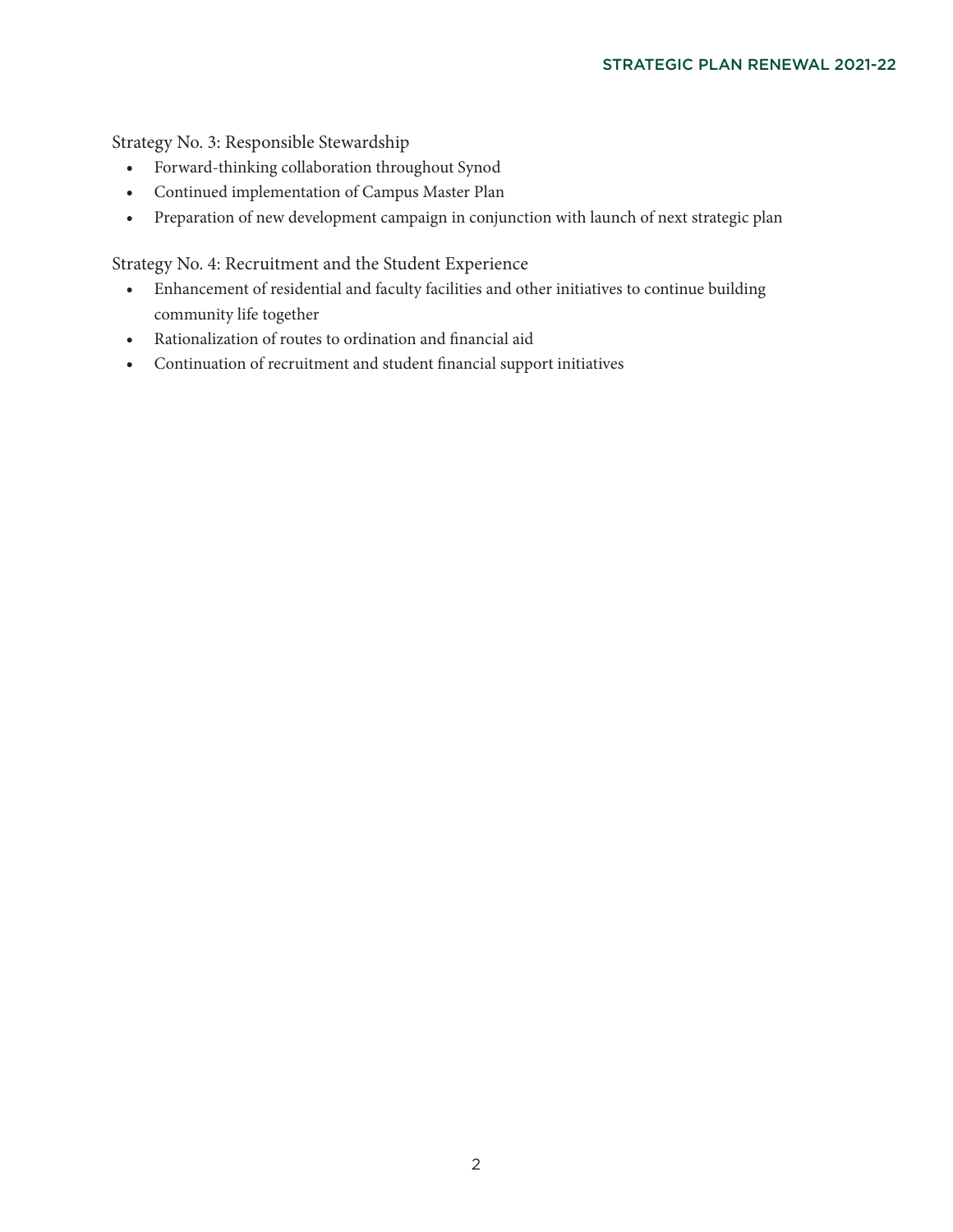Strategy No. 3: Responsible Stewardship

- Forward-thinking collaboration throughout Synod
- Continued implementation of Campus Master Plan
- Preparation of new development campaign in conjunction with launch of next strategic plan

Strategy No. 4: Recruitment and the Student Experience

- Enhancement of residential and faculty facilities and other initiatives to continue building community life together
- Rationalization of routes to ordination and financial aid
- Continuation of recruitment and student financial support initiatives